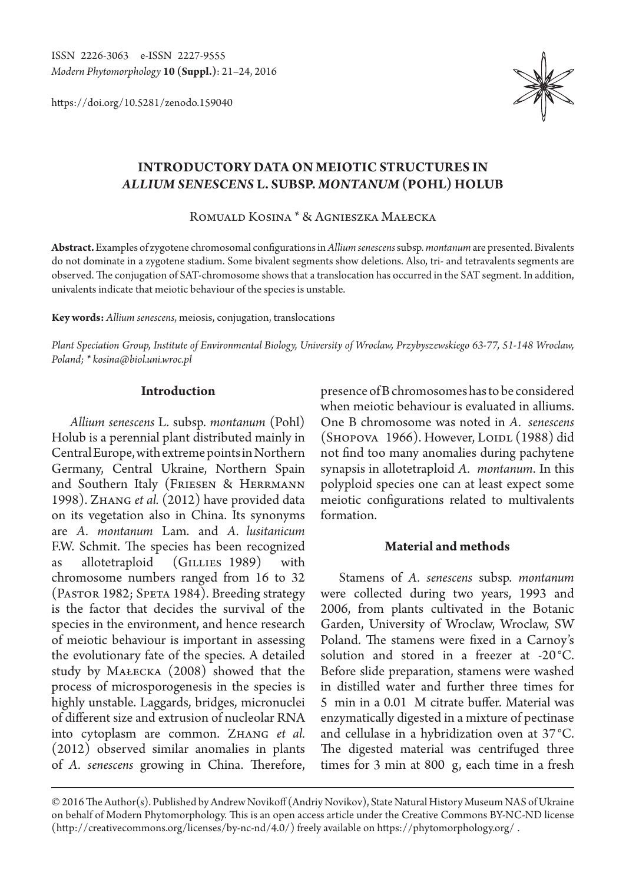ISSN 2226-3063 e-ISSN 2227-9555
*Modern Phytomorphology* **10 (Suppl.)**: 21–24, 2016

https://doi.org/10.5281/zenodo.159040

# INTRODUCTORY DATA ON MEIOTIC STRUCTURES IN *ALLIUM SENESCENS* L. SUBSP. *MONTANUM* (POHL) HOLUB

Romuald Kosina * & Agnieszka Małecka

**Abstract.** Examples of zygotene chromosomal configurations in *Allium senescens* subsp. *montanum* are presented. Bivalents do not dominate in a zygotene stadium. Some bivalent segments show deletions. Also, tri- and tetravalents segments are observed. The conjugation of SAT-chromosome shows that a translocation has occurred in the SAT segment. In addition, univalents indicate that meiotic behaviour of the species is unstable.

**Key words:** *Allium senescens*, meiosis, conjugation, translocations

*Plant Speciation Group, Institute of Environmental Biology, University of Wroclaw, Przybyszewskiego 63-77, 51-148 Wroclaw, Poland; * kosina@biol.uni.wroc.pl*

## Introduction

*Allium senescens* L. subsp. *montanum* (Pohl) Holub is a perennial plant distributed mainly in Central Europe, with extreme points in Northern Germany, Central Ukraine, Northern Spain and Southern Italy (Friesen & Herrmann 1998). Zhang *et al.* (2012) have provided data on its vegetation also in China. Its synonyms are *A. montanum* Lam. and *A. lusitanicum* F.W. Schmit. The species has been recognized as allotetraploid (Gillies 1989) with chromosome numbers ranged from 16 to 32 (Pastor 1982; Speta 1984). Breeding strategy is the factor that decides the survival of the species in the environment, and hence research of meiotic behaviour is important in assessing the evolutionary fate of the species. A detailed study by Małecka (2008) showed that the process of microsporogenesis in the species is highly unstable. Laggards, bridges, micronuclei of different size and extrusion of nucleolar RNA into cytoplasm are common. Zhang *et al.* (2012) observed similar anomalies in plants of *A. senescens* growing in China. Therefore, presence of B chromosomes has to be considered when meiotic behaviour is evaluated in alliums. One B chromosome was noted in *A. senescens* (Shopova 1966). However, Loidl (1988) did not find too many anomalies during pachytene synapsis in allotetraploid *A. montanum*. In this polyploid species one can at least expect some meiotic configurations related to multivalents formation.

## Material and methods

Stamens of *A. senescens* subsp. *montanum* were collected during two years, 1993 and 2006, from plants cultivated in the Botanic Garden, University of Wroclaw, Wroclaw, SW Poland. The stamens were fixed in a Carnoy's solution and stored in a freezer at -20 °C. Before slide preparation, stamens were washed in distilled water and further three times for 5 min in a 0.01 M citrate buffer. Material was enzymatically digested in a mixture of pectinase and cellulase in a hybridization oven at 37 °C. The digested material was centrifuged three times for 3 min at 800 g, each time in a fresh

© 2016 The Author(s). Published by Andrew Novikoff (Andriy Novikov), State Natural History Museum NAS of Ukraine on behalf of Modern Phytomorphology. This is an open access article under the Creative Commons BY-NC-ND license (http://creativecommons.org/licenses/by-nc-nd/4.0/) freely available on https://phytomorphology.org/ .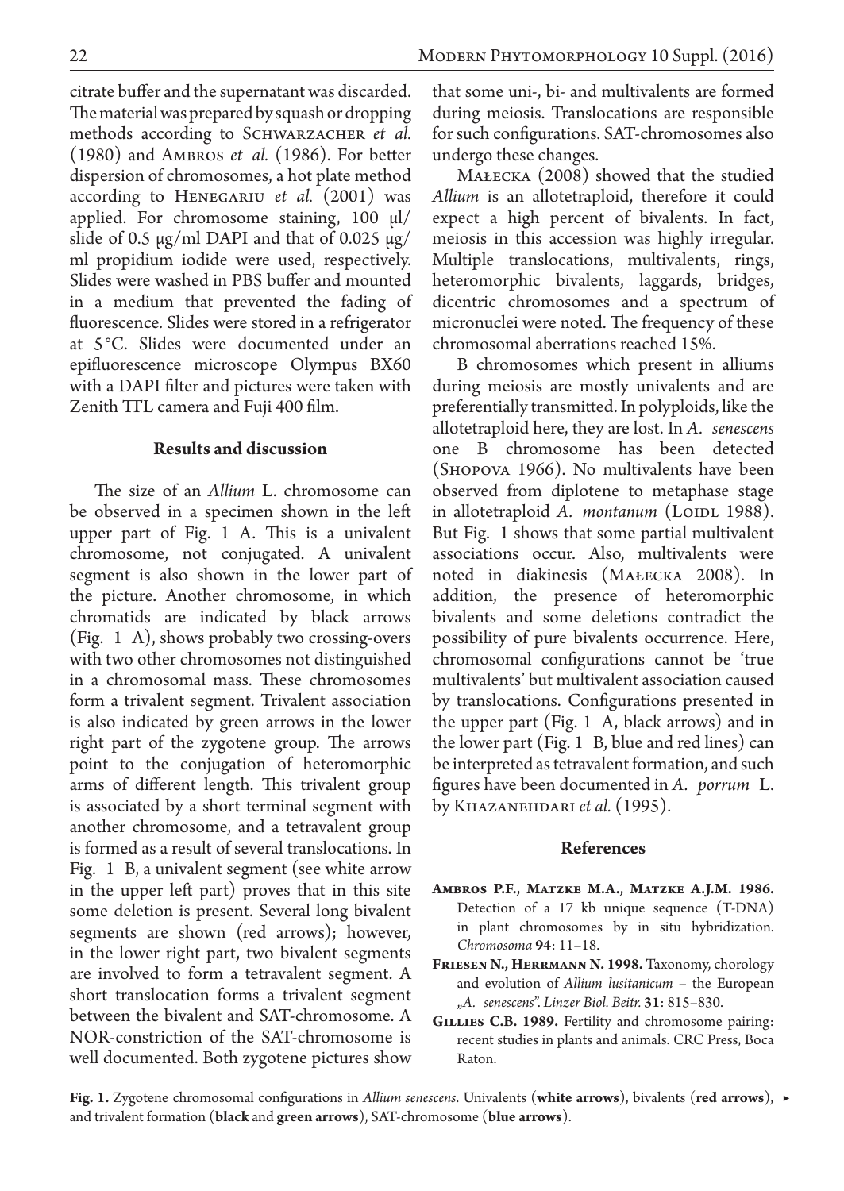citrate buffer and the supernatant was discarded. The material was prepared by squash or dropping methods according to Schwarzacher *et al.* (1980) and Ambros *et al.* (1986). For better dispersion of chromosomes, a hot plate method according to Henegariu *et al.* (2001) was applied. For chromosome staining, 100 µl/slide of 0.5 µg/ml DAPI and that of 0.025 µg/ml propidium iodide were used, respectively. Slides were washed in PBS buffer and mounted in a medium that prevented the fading of fluorescence. Slides were stored in a refrigerator at 5 °C. Slides were documented under an epifluorescence microscope Olympus BX60 with a DAPI filter and pictures were taken with Zenith TTL camera and Fuji 400 film.

## Results and discussion

The size of an *Allium* L. chromosome can be observed in a specimen shown in the left upper part of Fig. 1 A. This is a univalent chromosome, not conjugated. A univalent segment is also shown in the lower part of the picture. Another chromosome, in which chromatids are indicated by black arrows (Fig. 1 A), shows probably two crossing-overs with two other chromosomes not distinguished in a chromosomal mass. These chromosomes form a trivalent segment. Trivalent association is also indicated by green arrows in the lower right part of the zygotene group. The arrows point to the conjugation of heteromorphic arms of different length. This trivalent group is associated by a short terminal segment with another chromosome, and a tetravalent group is formed as a result of several translocations. In Fig. 1 B, a univalent segment (see white arrow in the upper left part) proves that in this site some deletion is present. Several long bivalent segments are shown (red arrows); however, in the lower right part, two bivalent segments are involved to form a tetravalent segment. A short translocation forms a trivalent segment between the bivalent and SAT-chromosome. A NOR-constriction of the SAT-chromosome is well documented. Both zygotene pictures show that some uni-, bi- and multivalents are formed during meiosis. Translocations are responsible for such configurations. SAT-chromosomes also undergo these changes.

Małecka (2008) showed that the studied *Allium* is an allotetraploid, therefore it could expect a high percent of bivalents. In fact, meiosis in this accession was highly irregular. Multiple translocations, multivalents, rings, heteromorphic bivalents, laggards, bridges, dicentric chromosomes and a spectrum of micronuclei were noted. The frequency of these chromosomal aberrations reached 15%.

B chromosomes which present in alliums during meiosis are mostly univalents and are preferentially transmitted. In polyploids, like the allotetraploid here, they are lost. In *A. senescens* one B chromosome has been detected (Shopova 1966). No multivalents have been observed from diplotene to metaphase stage in allotetraploid *A. montanum* (Loidl 1988). But Fig. 1 shows that some partial multivalent associations occur. Also, multivalents were noted in diakinesis (Małecka 2008). In addition, the presence of heteromorphic bivalents and some deletions contradict the possibility of pure bivalents occurrence. Here, chromosomal configurations cannot be 'true multivalents' but multivalent association caused by translocations. Configurations presented in the upper part (Fig. 1 A, black arrows) and in the lower part (Fig. 1 B, blue and red lines) can be interpreted as tetravalent formation, and such figures have been documented in *A. porrum* L. by Khazanehdari *et al.* (1995).

## References

**Ambros P.F., Matzke M.A., Matzke A.J.M. 1986.** Detection of a 17 kb unique sequence (T-DNA) in plant chromosomes by in situ hybridization. *Chromosoma* **94**: 11–18.

**Friesen N., Herrmann N. 1998.** Taxonomy, chorology and evolution of *Allium lusitanicum* – the European „*A. senescens*". *Linzer Biol. Beitr.* **31**: 815–830.

**Gillies C.B. 1989.** Fertility and chromosome pairing: recent studies in plants and animals. CRC Press, Boca Raton.

**Fig. 1.** Zygotene chromosomal configurations in *Allium senescens*. Univalents (**white arrows**), bivalents (**red arrows**), and trivalent formation (**black** and **green arrows**), SAT-chromosome (**blue arrows**).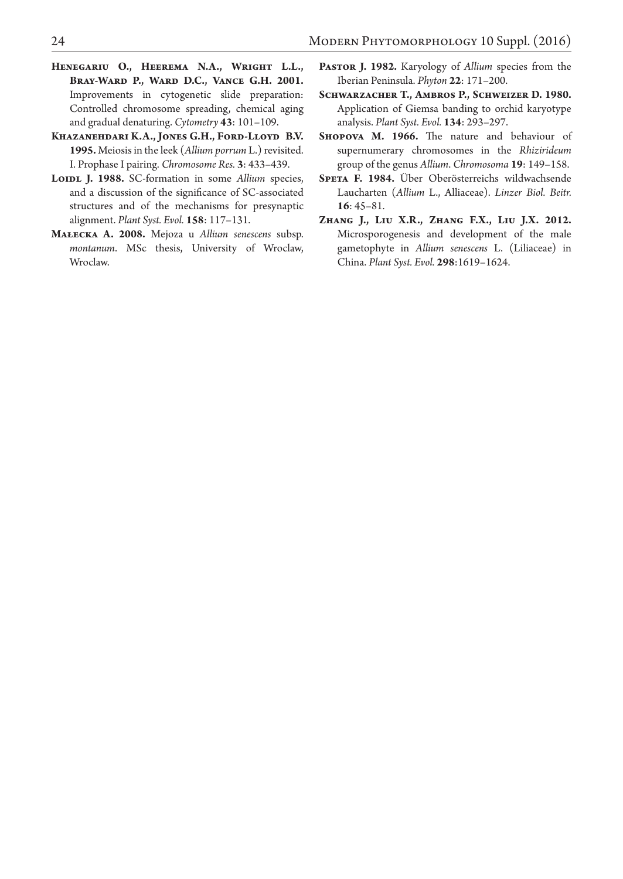**Henegariu O., Heerema N.A., Wright L.L., Bray-Ward P., Ward D.C., Vance G.H. 2001.** Improvements in cytogenetic slide preparation: Controlled chromosome spreading, chemical aging and gradual denaturing. *Cytometry* **43**: 101–109.

**Khazanehdari K.A., Jones G.H., Ford-Lloyd B.V. 1995.** Meiosis in the leek (*Allium porrum* L.) revisited. I. Prophase I pairing. *Chromosome Res.* **3**: 433–439.

**Loidl J. 1988.** SC-formation in some *Allium* species, and a discussion of the significance of SC-associated structures and of the mechanisms for presynaptic alignment. *Plant Syst. Evol.* **158**: 117–131.

**Małecka A. 2008.** Mejoza u *Allium senescens* subsp. *montanum*. MSc thesis, University of Wroclaw, Wroclaw.

**Pastor J. 1982.** Karyology of *Allium* species from the Iberian Peninsula. *Phyton* **22**: 171–200.

**Schwarzacher T., Ambros P., Schweizer D. 1980.** Application of Giemsa banding to orchid karyotype analysis. *Plant Syst. Evol.* **134**: 293–297.

**Shopova M. 1966.** The nature and behaviour of supernumerary chromosomes in the *Rhizirideum* group of the genus *Allium*. *Chromosoma* **19**: 149–158.

**Speta F. 1984.** Über Oberösterreichs wildwachsende Laucharten (*Allium* L., Alliaceae). *Linzer Biol. Beitr.* **16**: 45–81.

**Zhang J., Liu X.R., Zhang F.X., Liu J.X. 2012.** Microsporogenesis and development of the male gametophyte in *Allium senescens* L. (Liliaceae) in China. *Plant Syst. Evol.* **298**:1619–1624.